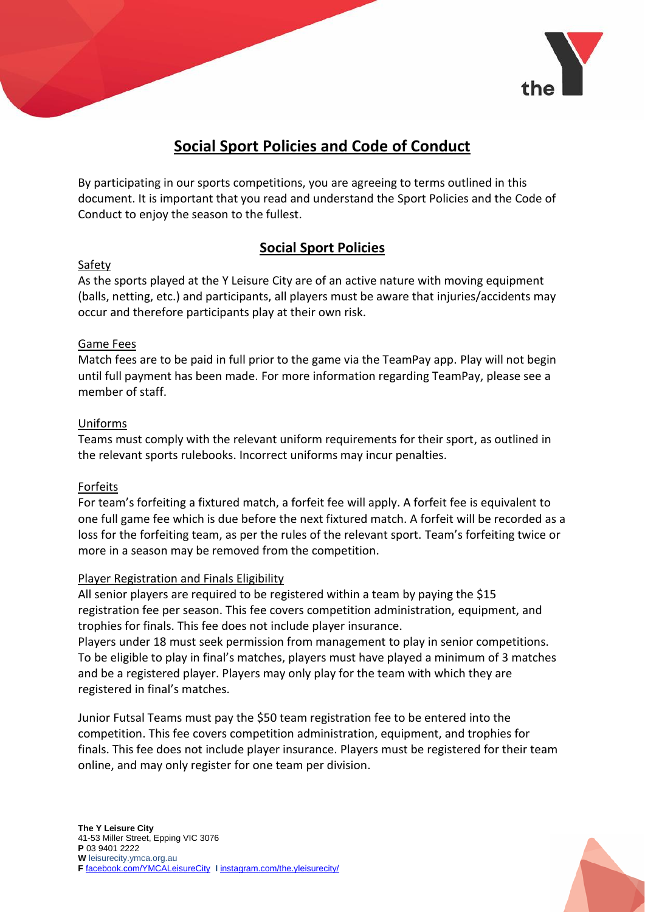# Social Sport Policies and Code of Conduct

By participating in our sports competitions, you are agreeing to terms outlined in this document. It is important that you read and understand the Sport Policies and the Code of Conduct to enjoy the season to the fullest.

## Social Sport Policies

### Safety

As the sports played at the Y Leisure City are of an active nature with moving equipment (balls, netting, etc.) and participants, all players must be aware that injuries/accidents may occur and therefore participants play at their own risk.

### Game Fees

Match fees are to be paid in full prior to the game via the TeamPay app. Play will not begin until full payment has been made. For more information regarding TeamPay, please see a member of staff.

### Uniforms

Teams must comply with the relevant uniform requirements for their sport, as outlined in the relevant sports rulebooks. Incorrect uniforms may incur penalties.

### Forfeits

For team's forfeiting a fixtured match, a forfeit fee will apply. A forfeit fee is equivalent to one full game fee which is due before the next fixtured match. A forfeit will be recorded as a loss for the forfeiting team, as per the rules of the relevant sport. Team's forfeiting twice or more in a season may be removed from the competition.

### Player Registration and Finals Eligibility

All senior players are required to be registered within a team by paying the $15 registration fee per season. This fee covers competition administration, equipment, and trophies for finals. This fee does not include player insurance.

Players under 18 must seek permission from management to play in senior competitions. To be eligible to play in final's matches, players must have played a minimum of 3 matches and be a registered player. Players may only play for the team with which they are registered in final's matches.

Junior Futsal Teams must pay the $50 team registration fee to be entered into the competition. This fee covers competition administration, equipment, and trophies for finals. This fee does not include player insurance. Players must be registered for their team online, and may only register for one team per division.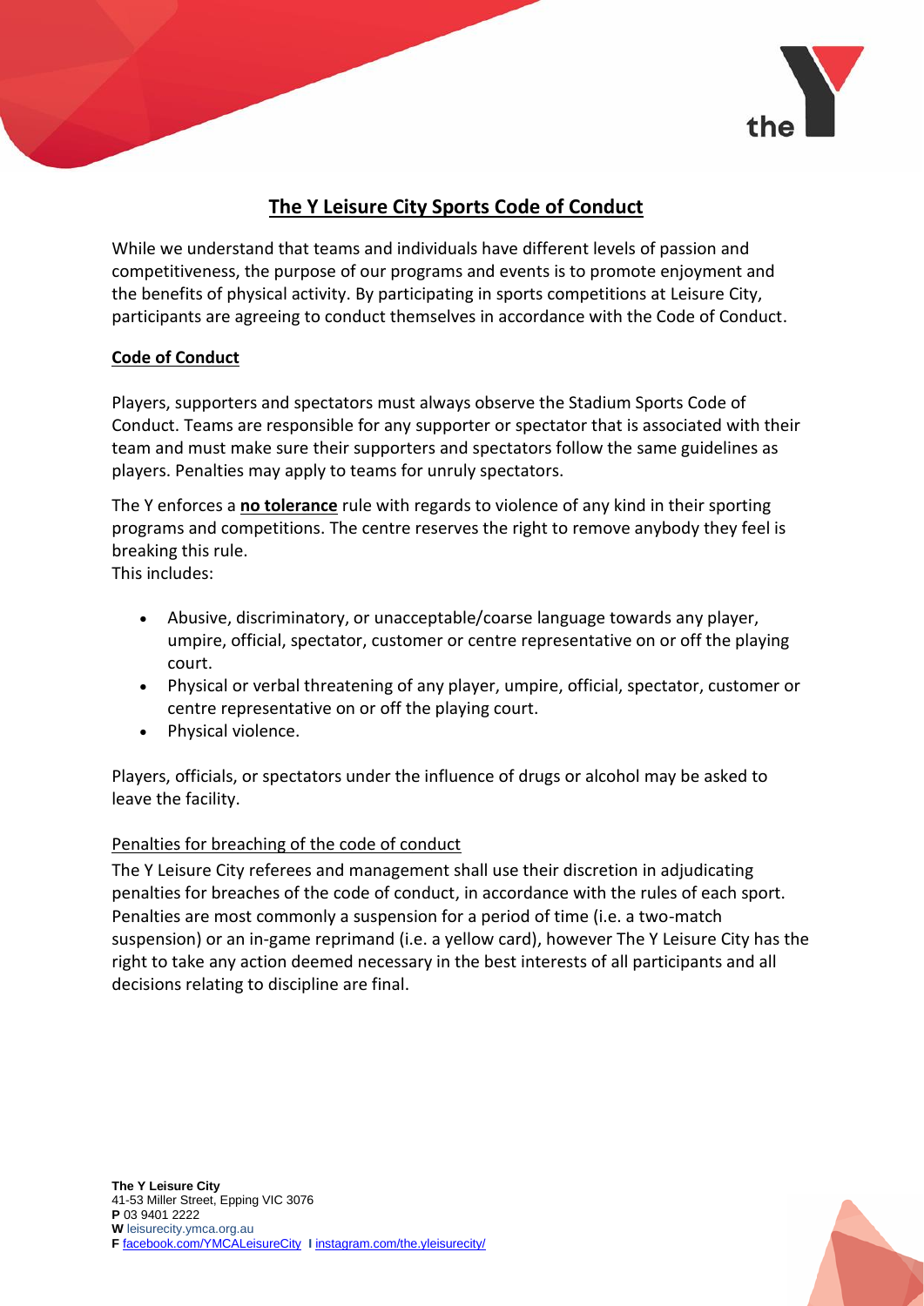# The Y Leisure City Sports Code of Conduct

While we understand that teams and individuals have different levels of passion and competitiveness, the purpose of our programs and events is to promote enjoyment and the benefits of physical activity. By participating in sports competitions at Leisure City, participants are agreeing to conduct themselves in accordance with the Code of Conduct.

## Code of Conduct

Players, supporters and spectators must always observe the Stadium Sports Code of Conduct. Teams are responsible for any supporter or spectator that is associated with their team and must make sure their supporters and spectators follow the same guidelines as players. Penalties may apply to teams for unruly spectators.

The Y enforces a **no tolerance** rule with regards to violence of any kind in their sporting programs and competitions. The centre reserves the right to remove anybody they feel is breaking this rule.
This includes:

- Abusive, discriminatory, or unacceptable/coarse language towards any player, umpire, official, spectator, customer or centre representative on or off the playing court.
- Physical or verbal threatening of any player, umpire, official, spectator, customer or centre representative on or off the playing court.
- Physical violence.

Players, officials, or spectators under the influence of drugs or alcohol may be asked to leave the facility.

### Penalties for breaching of the code of conduct

The Y Leisure City referees and management shall use their discretion in adjudicating penalties for breaches of the code of conduct, in accordance with the rules of each sport. Penalties are most commonly a suspension for a period of time (i.e. a two-match suspension) or an in-game reprimand (i.e. a yellow card), however The Y Leisure City has the right to take any action deemed necessary in the best interests of all participants and all decisions relating to discipline are final.

**The Y Leisure City**
41-53 Miller Street, Epping VIC 3076
**P** 03 9401 2222
**W** leisurecity.ymca.org.au
**F** facebook.com/YMCALeisureCity **I** instagram.com/the.yleisurecity/